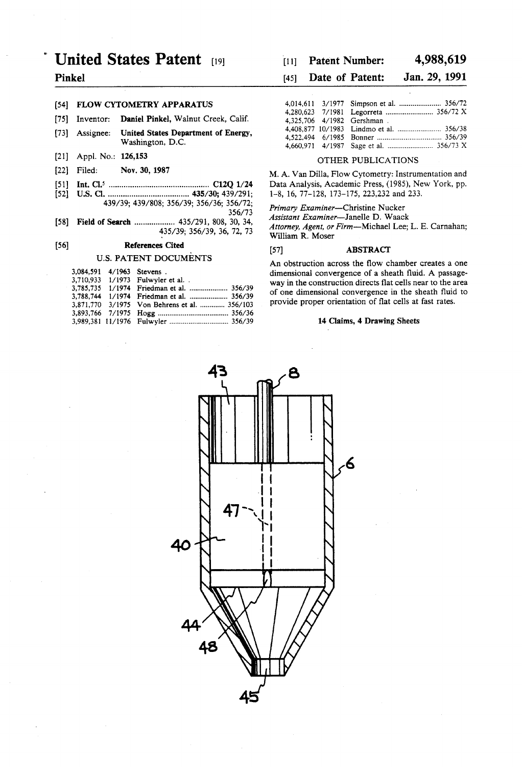# United States Patent [19]

**Pinkel**

[11] **Patent Number: 4,988,619**

[45] **Date of Patent: Jan. 29, 1991**

[54] **FLOW CYTOMETRY APPARATUS**

[75] Inventor: **Daniel Pinkel**, Walnut Creek, Calif.

[73] Assignee: **United States Department of Energy**, Washington, D.C.

[21] Appl. No.: **126,153**

[22] Filed: **Nov. 30, 1987**

[51] **Int. Cl.**[5] .............................................. **C12Q 1/24**

[52] **U.S. Cl.** ...................................... **435/30**; 439/291; 439/39; 439/808; 356/39; 356/36; 356/72; 356/73

[58] **Field of Search** ................... 435/291, 808, 30, 34, 435/39; 356/39, 36, 72, 73

[56] **References Cited**

U.S. PATENT DOCUMENTS

| | | | |
|---|---|---|---|
| 3,084,591 | 4/1963 | Stevens . | |
| 3,710,933 | 1/1973 | Fulwyler et al. . | |
| 3,785,735 | 1/1974 | Friedman et al. | 356/39 |
| 3,788,744 | 1/1974 | Friedman et al. | 356/39 |
| 3,871,770 | 3/1975 | Von Behrens et al. | 356/103 |
| 3,893,766 | 7/1975 | Hogg | 356/36 |
| 3,989,381 | 11/1976 | Fulwyler | 356/39 |
| 4,014,611 | 3/1977 | Simpson et al. | 356/72 |
| 4,280,623 | 7/1981 | Legorreta | 356/72 X |
| 4,325,706 | 4/1982 | Gershman . | |
| 4,408,877 | 10/1983 | Lindmo et al. | 356/38 |
| 4,522,494 | 6/1985 | Bonner | 356/39 |
| 4,660,971 | 4/1987 | Sage et al. | 356/73 X |

OTHER PUBLICATIONS

M. A. Van Dilla, Flow Cytometry: Instrumentation and Data Analysis, Academic Press, (1985), New York, pp. 1-8, 16, 77-128, 173-175, 223,232 and 233.

*Primary Examiner*—Christine Nucker
*Assistant Examiner*—Janelle D. Waack
*Attorney, Agent, or Firm*—Michael Lee; L. E. Carnahan; William R. Moser

[57] **ABSTRACT**

An obstruction across the flow chamber creates a one dimensional convergence of a sheath fluid. A passageway in the construction directs flat cells near to the area of one dimensional convergence in the sheath fluid to provide proper orientation of flat cells at fast rates.

**14 Claims, 4 Drawing Sheets**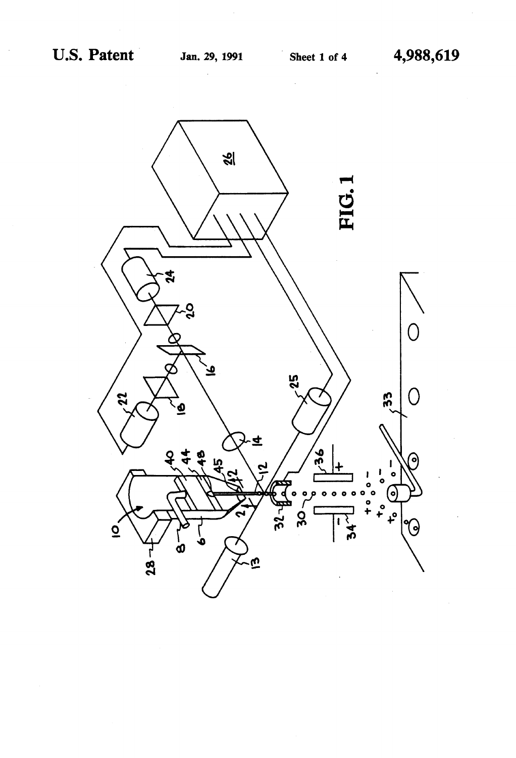FIG. 1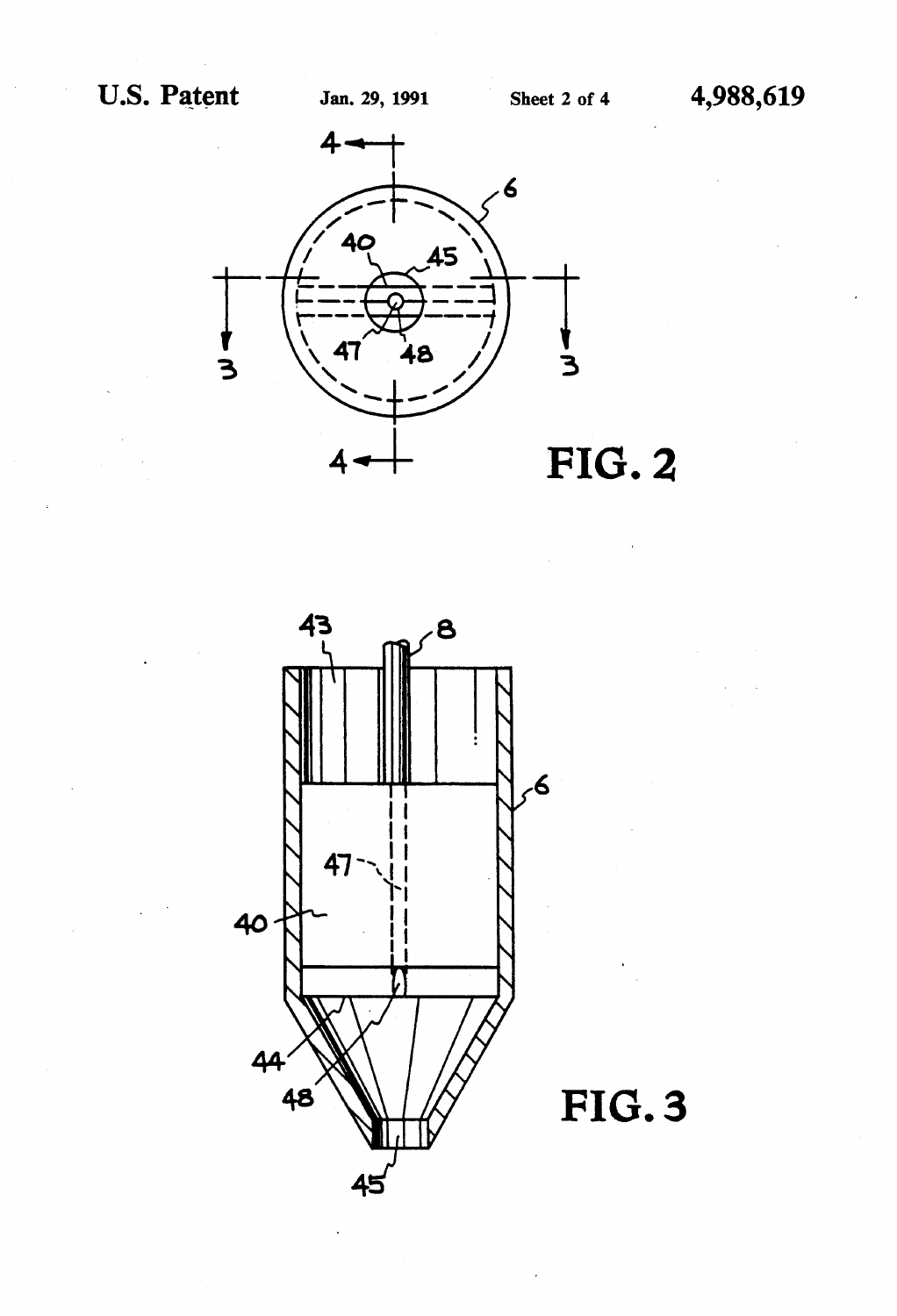FIG. 2

FIG. 3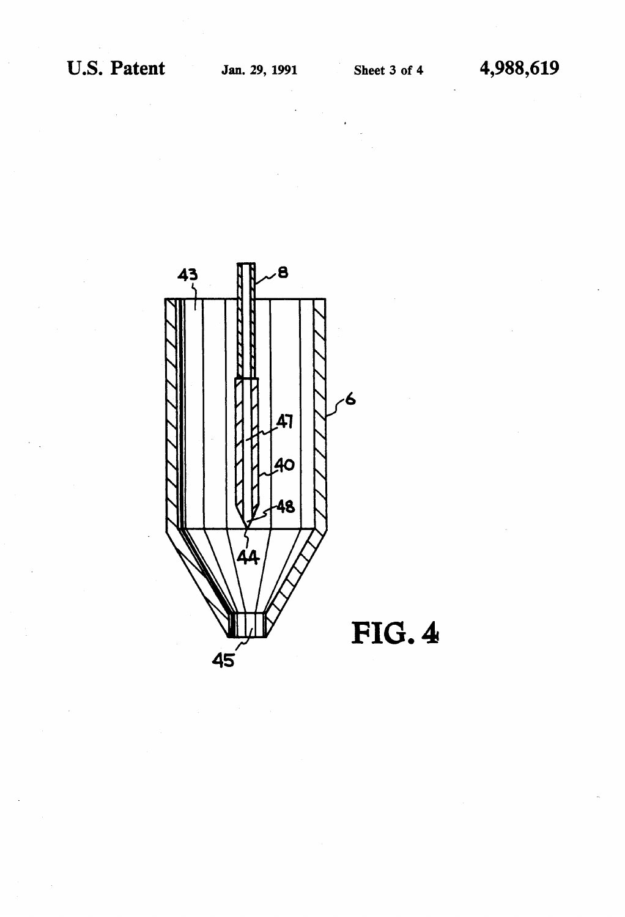FIG. 4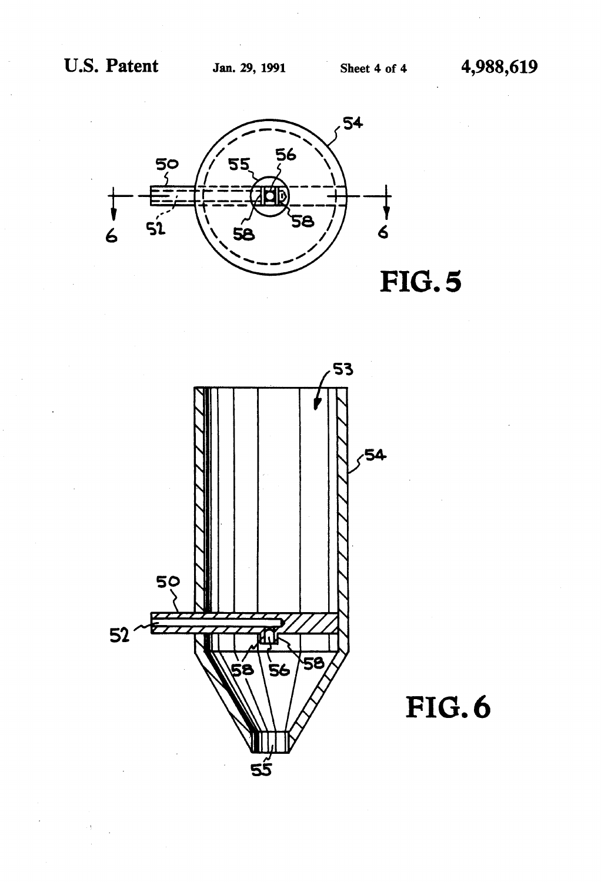FIG. 5

FIG. 6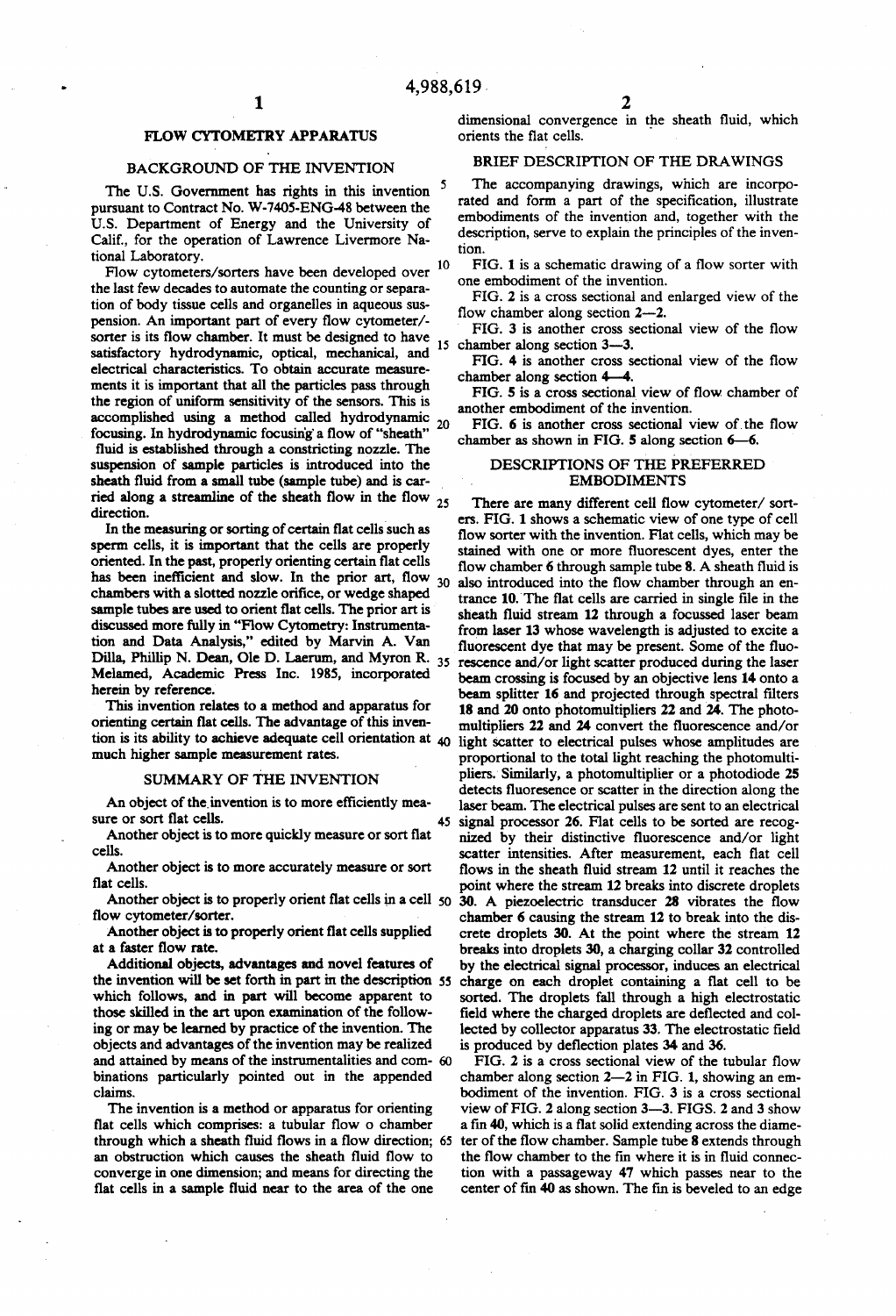# FLOW CYTOMETRY APPARATUS

## BACKGROUND OF THE INVENTION

The U.S. Government has rights in this invention pursuant to Contract No. W-7405-ENG-48 between the U.S. Department of Energy and the University of Calif., for the operation of Lawrence Livermore National Laboratory.

Flow cytometers/sorters have been developed over the last few decades to automate the counting or separation of body tissue cells and organelles in aqueous suspension. An important part of every flow cytometer/-sorter is its flow chamber. It must be designed to have satisfactory hydrodynamic, optical, mechanical, and electrical characteristics. To obtain accurate measurements it is important that all the particles pass through the region of uniform sensitivity of the sensors. This is accomplished using a method called hydrodynamic focusing. In hydrodynamic focusing a flow of "sheath" fluid is established through a constricting nozzle. The suspension of sample particles is introduced into the sheath fluid from a small tube (sample tube) and is carried along a streamline of the sheath flow in the flow direction.

In the measuring or sorting of certain flat cells such as sperm cells, it is important that the cells are properly oriented. In the past, properly orienting certain flat cells has been inefficient and slow. In the prior art, flow chambers with a slotted nozzle orifice, or wedge shaped sample tubes are used to orient flat cells. The prior art is discussed more fully in "Flow Cytometry: Instrumentation and Data Analysis," edited by Marvin A. Van Dilla, Phillip N. Dean, Ole D. Laerum, and Myron R. Melamed, Academic Press Inc. 1985, incorporated herein by reference.

This invention relates to a method and apparatus for orienting certain flat cells. The advantage of this invention is its ability to achieve adequate cell orientation at much higher sample measurement rates.

## SUMMARY OF THE INVENTION

An object of the invention is to more efficiently measure or sort flat cells.

Another object is to more quickly measure or sort flat cells.

Another object is to more accurately measure or sort flat cells.

Another object is to properly orient flat cells in a cell flow cytometer/sorter.

Another object is to properly orient flat cells supplied at a faster flow rate.

Additional objects, advantages and novel features of the invention will be set forth in part in the description which follows, and in part will become apparent to those skilled in the art upon examination of the following or may be learned by practice of the invention. The objects and advantages of the invention may be realized and attained by means of the instrumentalities and combinations particularly pointed out in the appended claims.

The invention is a method or apparatus for orienting flat cells which comprises: a tubular flow o chamber through which a sheath fluid flows in a flow direction; an obstruction which causes the sheath fluid flow to converge in one dimension; and means for directing the flat cells in a sample fluid near to the area of the one dimensional convergence in the sheath fluid, which orients the flat cells.

## BRIEF DESCRIPTION OF THE DRAWINGS

The accompanying drawings, which are incorporated and form a part of the specification, illustrate embodiments of the invention and, together with the description, serve to explain the principles of the invention.

FIG. 1 is a schematic drawing of a flow sorter with one embodiment of the invention.

FIG. 2 is a cross sectional and enlarged view of the flow chamber along section 2—2.

FIG. 3 is another cross sectional view of the flow chamber along section 3—3.

FIG. 4 is another cross sectional view of the flow chamber along section 4—4.

FIG. 5 is a cross sectional view of flow chamber of another embodiment of the invention.

FIG. 6 is another cross sectional view of the flow chamber as shown in FIG. 5 along section 6—6.

## DESCRIPTIONS OF THE PREFERRED EMBODIMENTS

There are many different cell flow cytometer/ sorters. FIG. 1 shows a schematic view of one type of cell flow sorter with the invention. Flat cells, which may be stained with one or more fluorescent dyes, enter the flow chamber 6 through sample tube 8. A sheath fluid is also introduced into the flow chamber through an entrance 10. The flat cells are carried in single file in the sheath fluid stream 12 through a focussed laser beam from laser 13 whose wavelength is adjusted to excite a fluorescent dye that may be present. Some of the fluorescence and/or light scatter produced during the laser beam crossing is focused by an objective lens 14 onto a beam splitter 16 and projected through spectral filters 18 and 20 onto photomultipliers 22 and 24. The photomultipliers 22 and 24 convert the fluorescence and/or light scatter to electrical pulses whose amplitudes are proportional to the total light reaching the photomultipliers. Similarly, a photomultiplier or a photodiode 25 detects fluoresence or scatter in the direction along the laser beam. The electrical pulses are sent to an electrical signal processor 26. Flat cells to be sorted are recognized by their distinctive fluorescence and/or light scatter intensities. After measurement, each flat cell flows in the sheath fluid stream 12 until it reaches the point where the stream 12 breaks into discrete droplets 30. A piezoelectric transducer 28 vibrates the flow chamber 6 causing the stream 12 to break into the discrete droplets 30. At the point where the stream 12 breaks into droplets 30, a charging collar 32 controlled by the electrical signal processor, induces an electrical charge on each droplet containing a flat cell to be sorted. The droplets fall through a high electrostatic field where the charged droplets are deflected and collected by collector apparatus 33. The electrostatic field is produced by deflection plates 34 and 36.

FIG. 2 is a cross sectional view of the tubular flow chamber along section 2—2 in FIG. 1, showing an embodiment of the invention. FIG. 3 is a cross sectional view of FIG. 2 along section 3—3. FIGS. 2 and 3 show a fin 40, which is a flat solid extending across the diameter of the flow chamber. Sample tube 8 extends through the flow chamber to the fin where it is in fluid connection with a passageway 47 which passes near to the center of fin 40 as shown. The fin is beveled to an edge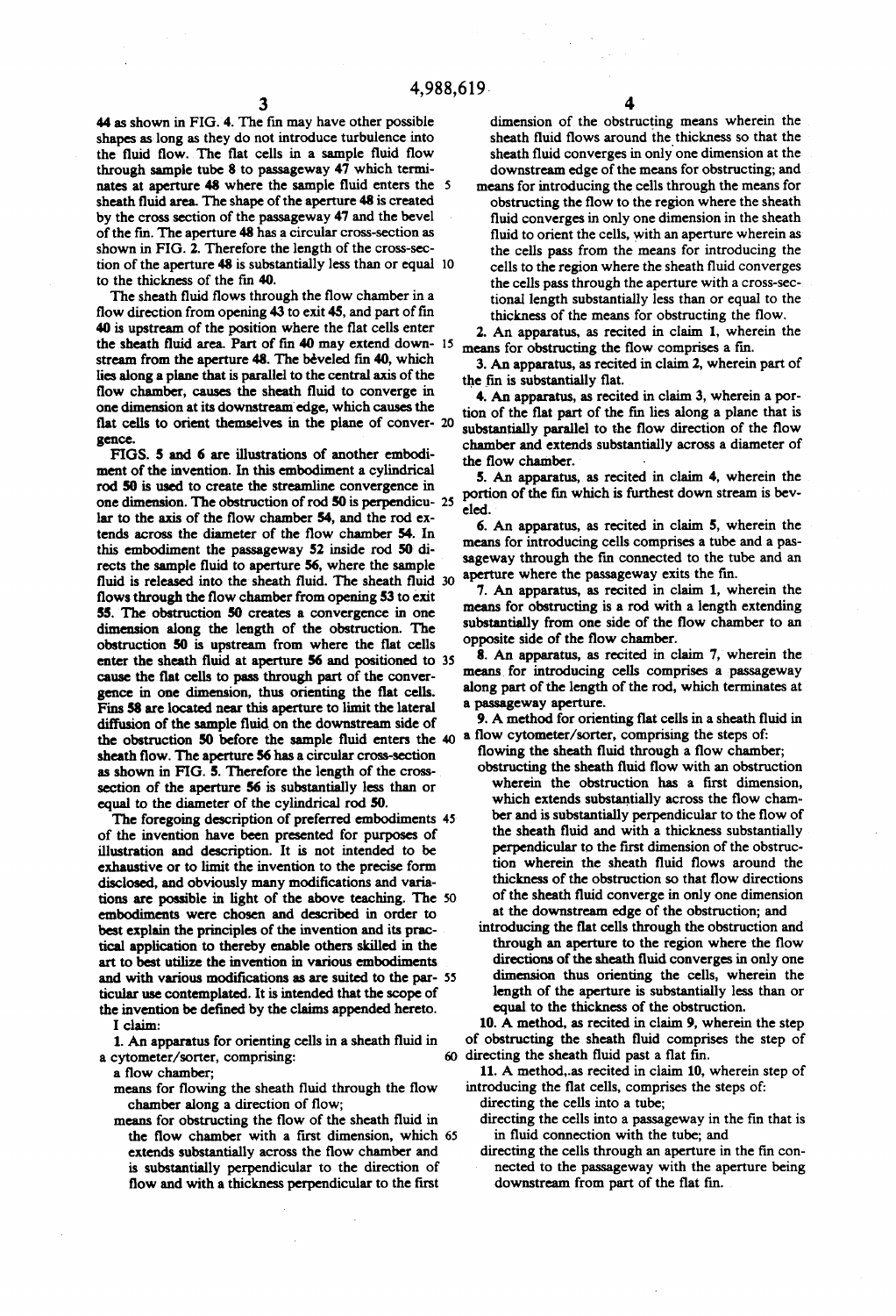44 as shown in FIG. 4. The fin may have other possible shapes as long as they do not introduce turbulence into the fluid flow. The flat cells in a sample fluid flow through sample tube 8 to passageway 47 which terminates at aperture 48 where the sample fluid enters the sheath fluid area. The shape of the aperture 48 is created by the cross section of the passageway 47 and the bevel of the fin. The aperture 48 has a circular cross-section as shown in FIG. 2. Therefore the length of the cross-section of the aperture 48 is substantially less than or equal to the thickness of the fin 40.

The sheath fluid flows through the flow chamber in a flow direction from opening 43 to exit 45, and part of fin 40 is upstream of the position where the flat cells enter the sheath fluid area. Part of fin 40 may extend downstream from the aperture 48. The bèveled fin 40, which lies along a plane that is parallel to the central axis of the flow chamber, causes the sheath fluid to converge in one dimension at its downstream edge, which causes the flat cells to orient themselves in the plane of convergence.

FIGS. 5 and 6 are illustrations of another embodiment of the invention. In this embodiment a cylindrical rod 50 is used to create the streamline convergence in one dimension. The obstruction of rod 50 is perpendicular to the axis of the flow chamber 54, and the rod extends across the diameter of the flow chamber 54. In this embodiment the passageway 52 inside rod 50 directs the sample fluid to aperture 56, where the sample fluid is released into the sheath fluid. The sheath fluid flows through the flow chamber from opening 53 to exit 55. The obstruction 50 creates a convergence in one dimension along the length of the obstruction. The obstruction 50 is upstream from where the flat cells enter the sheath fluid at aperture 56 and positioned to cause the flat cells to pass through part of the convergence in one dimension, thus orienting the flat cells. Fins 58 are located near this aperture to limit the lateral diffusion of the sample fluid on the downstream side of the obstruction 50 before the sample fluid enters the sheath flow. The aperture 56 has a circular cross-section as shown in FIG. 5. Therefore the length of the cross-section of the aperture 56 is substantially less than or equal to the diameter of the cylindrical rod 50.

The foregoing description of preferred embodiments of the invention have been presented for purposes of illustration and description. It is not intended to be exhaustive or to limit the invention to the precise form disclosed, and obviously many modifications and variations are possible in light of the above teaching. The embodiments were chosen and described in order to best explain the principles of the invention and its practical application to thereby enable others skilled in the art to best utilize the invention in various embodiments and with various modifications as are suited to the particular use contemplated. It is intended that the scope of the invention be defined by the claims appended hereto.

I claim:

1. An apparatus for orienting cells in a sheath fluid in a cytometer/sorter, comprising:
   - a flow chamber;
   - means for flowing the sheath fluid through the flow chamber along a direction of flow;
   - means for obstructing the flow of the sheath fluid in the flow chamber with a first dimension, which extends substantially across the flow chamber and is substantially perpendicular to the direction of flow and with a thickness perpendicular to the first dimension of the obstructing means wherein the sheath fluid flows around the thickness so that the sheath fluid converges in only one dimension at the downstream edge of the means for obstructing; and
   - means for introducing the cells through the means for obstructing the flow to the region where the sheath fluid converges in only one dimension in the sheath fluid to orient the cells, with an aperture wherein as the cells pass from the means for introducing the cells to the region where the sheath fluid converges the cells pass through the aperture with a cross-sectional length substantially less than or equal to the thickness of the means for obstructing the flow.

2. An apparatus, as recited in claim 1, wherein the means for obstructing the flow comprises a fin.

3. An apparatus, as recited in claim 2, wherein part of the fin is substantially flat.

4. An apparatus, as recited in claim 3, wherein a portion of the flat part of the fin lies along a plane that is substantially parallel to the flow direction of the flow chamber and extends substantially across a diameter of the flow chamber.

5. An apparatus, as recited in claim 4, wherein the portion of the fin which is furthest down stream is beveled.

6. An apparatus, as recited in claim 5, wherein the means for introducing cells comprises a tube and a passageway through the fin connected to the tube and an aperture where the passageway exits the fin.

7. An apparatus, as recited in claim 1, wherein the means for obstructing is a rod with a length extending substantially from one side of the flow chamber to an opposite side of the flow chamber.

8. An apparatus, as recited in claim 7, wherein the means for introducing cells comprises a passageway along part of the length of the rod, which terminates at a passageway aperture.

9. A method for orienting flat cells in a sheath fluid in a flow cytometer/sorter, comprising the steps of:
   - flowing the sheath fluid through a flow chamber;
   - obstructing the sheath fluid flow with an obstruction wherein the obstruction has a first dimension, which extends substantially across the flow chamber and is substantially perpendicular to the flow of the sheath fluid and with a thickness substantially perpendicular to the first dimension of the obstruction wherein the sheath fluid flows around the thickness of the obstruction so that flow directions of the sheath fluid converge in only one dimension at the downstream edge of the obstruction; and
   - introducing the flat cells through the obstruction and through an aperture to the region where the flow directions of the sheath fluid converges in only one dimension thus orienting the cells, wherein the length of the aperture is substantially less than or equal to the thickness of the obstruction.

10. A method, as recited in claim 9, wherein the step of obstructing the sheath fluid comprises the step of directing the sheath fluid past a flat fin.

11. A method,.as recited in claim 10, wherein step of introducing the flat cells, comprises the steps of:
   - directing the cells into a tube;
   - directing the cells into a passageway in the fin that is in fluid connection with the tube; and
   - directing the cells through an aperture in the fin connected to the passageway with the aperture being downstream from part of the flat fin.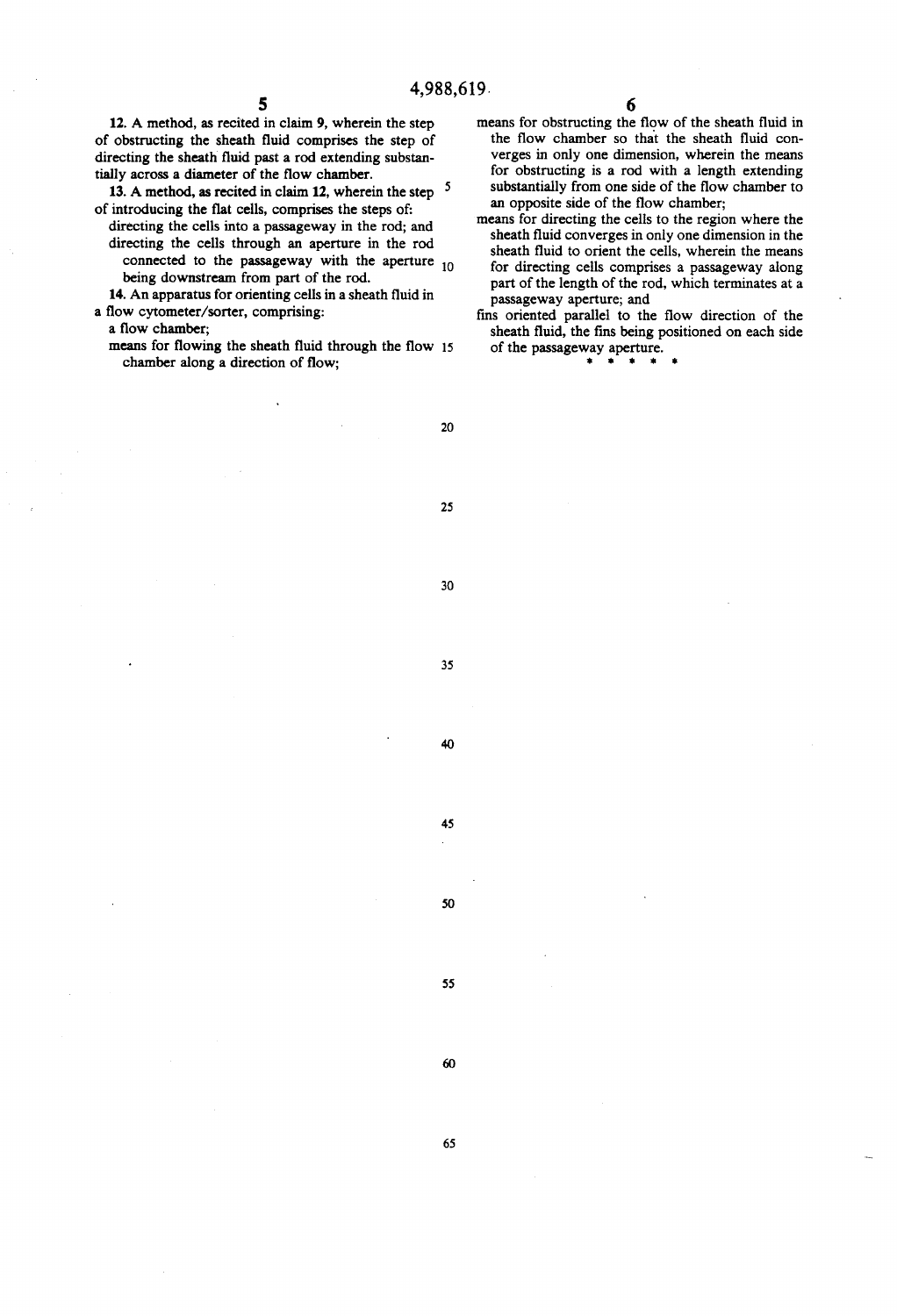12. A method, as recited in claim 9, wherein the step of obstructing the sheath fluid comprises the step of directing the sheath fluid past a rod extending substantially across a diameter of the flow chamber.

13. A method, as recited in claim 12, wherein the step of introducing the flat cells, comprises the steps of:

directing the cells into a passageway in the rod; and

directing the cells through an aperture in the rod connected to the passageway with the aperture being downstream from part of the rod.

14. An apparatus for orienting cells in a sheath fluid in a flow cytometer/sorter, comprising:

a flow chamber;

means for flowing the sheath fluid through the flow chamber along a direction of flow;

means for obstructing the flow of the sheath fluid in the flow chamber so that the sheath fluid converges in only one dimension, wherein the means for obstructing is a rod with a length extending substantially from one side of the flow chamber to an opposite side of the flow chamber;

means for directing the cells to the region where the sheath fluid converges in only one dimension in the sheath fluid to orient the cells, wherein the means for directing cells comprises a passageway along part of the length of the rod, which terminates at a passageway aperture; and

fins oriented parallel to the flow direction of the sheath fluid, the fins being positioned on each side of the passageway aperture.

* * * * *